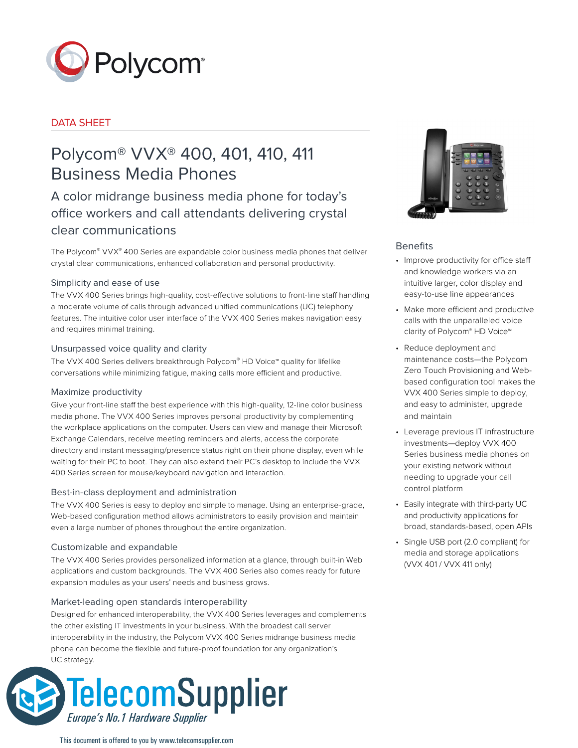DATA SHEET

# Polycom® VVX® 400, 401, 410, 411 Business Media Phones

## A color midrange business media phone for today's office workers and call attendants delivering crystal clear communications

The Polycom® VVX® 400 Series are expandable color business media phones that deliver crystal clear communications, enhanced collaboration and personal productivity.

### Simplicity and ease of use

The VVX 400 Series brings high-quality, cost-effective solutions to front-line staff handling a moderate volume of calls through advanced unified communications (UC) telephony features. The intuitive color user interface of the VVX 400 Series makes navigation easy and requires minimal training.

### Unsurpassed voice quality and clarity

The VVX 400 Series delivers breakthrough Polycom® HD Voice™ quality for lifelike conversations while minimizing fatigue, making calls more efficient and productive.

### Maximize productivity

Give your front-line staff the best experience with this high-quality, 12-line color business media phone. The VVX 400 Series improves personal productivity by complementing the workplace applications on the computer. Users can view and manage their Microsoft Exchange Calendars, receive meeting reminders and alerts, access the corporate directory and instant messaging/presence status right on their phone display, even while waiting for their PC to boot. They can also extend their PC's desktop to include the VVX 400 Series screen for mouse/keyboard navigation and interaction.

### Best-in-class deployment and administration

The VVX 400 Series is easy to deploy and simple to manage. Using an enterprise-grade, Web-based configuration method allows administrators to easily provision and maintain even a large number of phones throughout the entire organization.

### Customizable and expandable

The VVX 400 Series provides personalized information at a glance, through built-in Web applications and custom backgrounds. The VVX 400 Series also comes ready for future expansion modules as your users' needs and business grows.

### Market-leading open standards interoperability

Designed for enhanced interoperability, the VVX 400 Series leverages and complements the other existing IT investments in your business. With the broadest call server interoperability in the industry, the Polycom VVX 400 Series midrange business media phone can become the flexible and future-proof foundation for any organization's UC strategy.

### Benefits

- Improve productivity for office staff and knowledge workers via an intuitive larger, color display and easy-to-use line appearances
- Make more efficient and productive calls with the unparalleled voice clarity of Polycom® HD Voice™
- Reduce deployment and maintenance costs—the Polycom Zero Touch Provisioning and Web-based configuration tool makes the VVX 400 Series simple to deploy, and easy to administer, upgrade and maintain
- Leverage previous IT infrastructure investments—deploy VVX 400 Series business media phones on your existing network without needing to upgrade your call control platform
- Easily integrate with third-party UC and productivity applications for broad, standards-based, open APIs
- Single USB port (2.0 compliant) for media and storage applications (VVX 401 / VVX 411 only)

TelecomSupplier
Europe's No.1 Hardware Supplier

This document is offered to you by www.telecomsupplier.com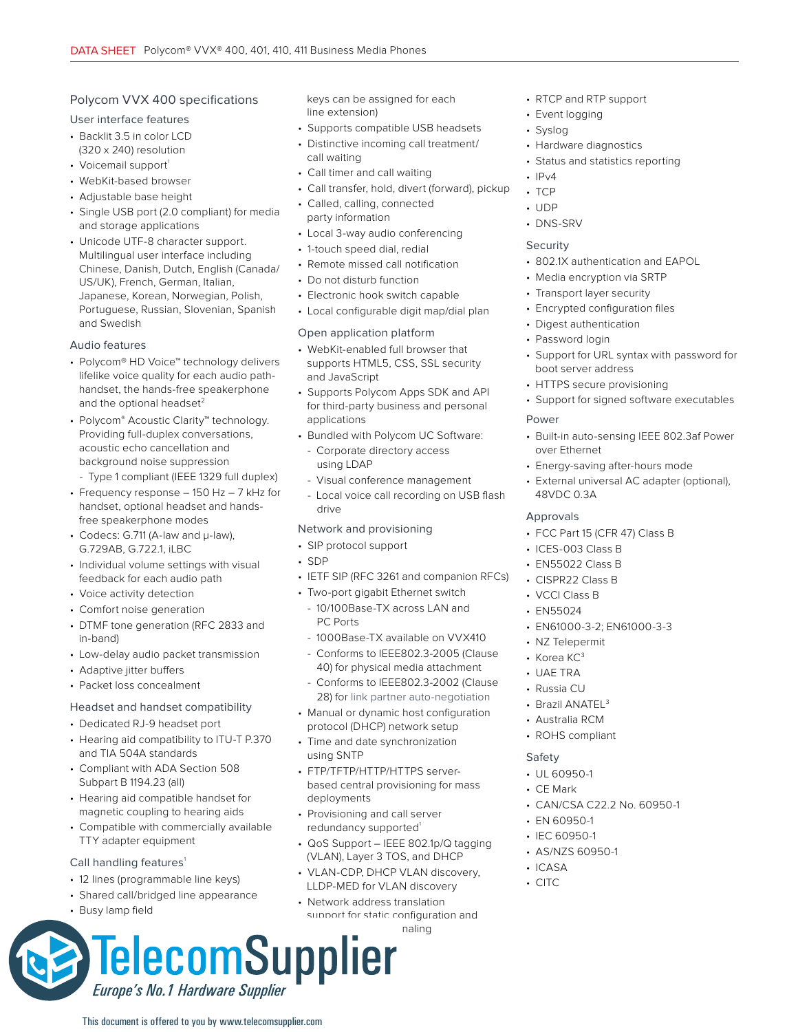## Polycom VVX 400 specifications

### User interface features

- Backlit 3.5 in color LCD (320 x 240) resolution
- Voicemail support[1]
- WebKit-based browser
- Adjustable base height
- Single USB port (2.0 compliant) for media and storage applications
- Unicode UTF-8 character support. Multilingual user interface including Chinese, Danish, Dutch, English (Canada/US/UK), French, German, Italian, Japanese, Korean, Norwegian, Polish, Portuguese, Russian, Slovenian, Spanish and Swedish

### Audio features

- Polycom® HD Voice™ technology delivers lifelike voice quality for each audio path-handset, the hands-free speakerphone and the optional headset[2]
- Polycom® Acoustic Clarity™ technology. Providing full-duplex conversations, acoustic echo cancellation and background noise suppression
  - Type 1 compliant (IEEE 1329 full duplex)
- Frequency response – 150 Hz – 7 kHz for handset, optional headset and hands-free speakerphone modes
- Codecs: G.711 (A-law and μ-law), G.729AB, G.722.1, iLBC
- Individual volume settings with visual feedback for each audio path
- Voice activity detection
- Comfort noise generation
- DTMF tone generation (RFC 2833 and in-band)
- Low-delay audio packet transmission
- Adaptive jitter buffers
- Packet loss concealment

### Headset and handset compatibility

- Dedicated RJ-9 headset port
- Hearing aid compatibility to ITU-T P.370 and TIA 504A standards
- Compliant with ADA Section 508 Subpart B 1194.23 (all)
- Hearing aid compatible handset for magnetic coupling to hearing aids
- Compatible with commercially available TTY adapter equipment

### Call handling features[1]

- 12 lines (programmable line keys)
- Shared call/bridged line appearance
- Busy lamp field
- keys can be assigned for each line extension)
- Supports compatible USB headsets
- Distinctive incoming call treatment/call waiting
- Call timer and call waiting
- Call transfer, hold, divert (forward), pickup
- Called, calling, connected party information
- Local 3-way audio conferencing
- 1-touch speed dial, redial
- Remote missed call notification
- Do not disturb function
- Electronic hook switch capable
- Local configurable digit map/dial plan

### Open application platform

- WebKit-enabled full browser that supports HTML5, CSS, SSL security and JavaScript
- Supports Polycom Apps SDK and API for third-party business and personal applications
- Bundled with Polycom UC Software:
  - Corporate directory access using LDAP
  - Visual conference management
  - Local voice call recording on USB flash drive

### Network and provisioning

- SIP protocol support
- SDP
- IETF SIP (RFC 3261 and companion RFCs)
- Two-port gigabit Ethernet switch
  - 10/100Base-TX across LAN and PC Ports
  - 1000Base-TX available on VVX410
  - Conforms to IEEE802.3-2005 (Clause 40) for physical media attachment
  - Conforms to IEEE802.3-2002 (Clause 28) for link partner auto-negotiation
- Manual or dynamic host configuration protocol (DHCP) network setup
- Time and date synchronization using SNTP
- FTP/TFTP/HTTP/HTTPS server-based central provisioning for mass deployments
- Provisioning and call server redundancy supported[1]
- QoS Support – IEEE 802.1p/Q tagging (VLAN), Layer 3 TOS, and DHCP
- VLAN-CDP, DHCP VLAN discovery, LLDP-MED for VLAN discovery
- Network address translation support for static configuration and ... naling
- RTCP and RTP support
- Event logging
- Syslog
- Hardware diagnostics
- Status and statistics reporting
- IPv4
- TCP
- UDP
- DNS-SRV

### Security

- 802.1X authentication and EAPOL
- Media encryption via SRTP
- Transport layer security
- Encrypted configuration files
- Digest authentication
- Password login
- Support for URL syntax with password for boot server address
- HTTPS secure provisioning
- Support for signed software executables

### Power

- Built-in auto-sensing IEEE 802.3af Power over Ethernet
- Energy-saving after-hours mode
- External universal AC adapter (optional), 48VDC 0.3A

### Approvals

- FCC Part 15 (CFR 47) Class B
- ICES-003 Class B
- EN55022 Class B
- CISPR22 Class B
- VCCI Class B
- EN55024
- EN61000-3-2; EN61000-3-3
- NZ Telepermit
- Korea KC[3]
- UAE TRA
- Russia CU
- Brazil ANATEL[3]
- Australia RCM
- ROHS compliant

### Safety

- UL 60950-1
- CE Mark
- CAN/CSA C22.2 No. 60950-1
- EN 60950-1
- IEC 60950-1
- AS/NZS 60950-1
- ICASA
- CITC

TelecomSupplier
Europe's No.1 Hardware Supplier

This document is offered to you by www.telecomsupplier.com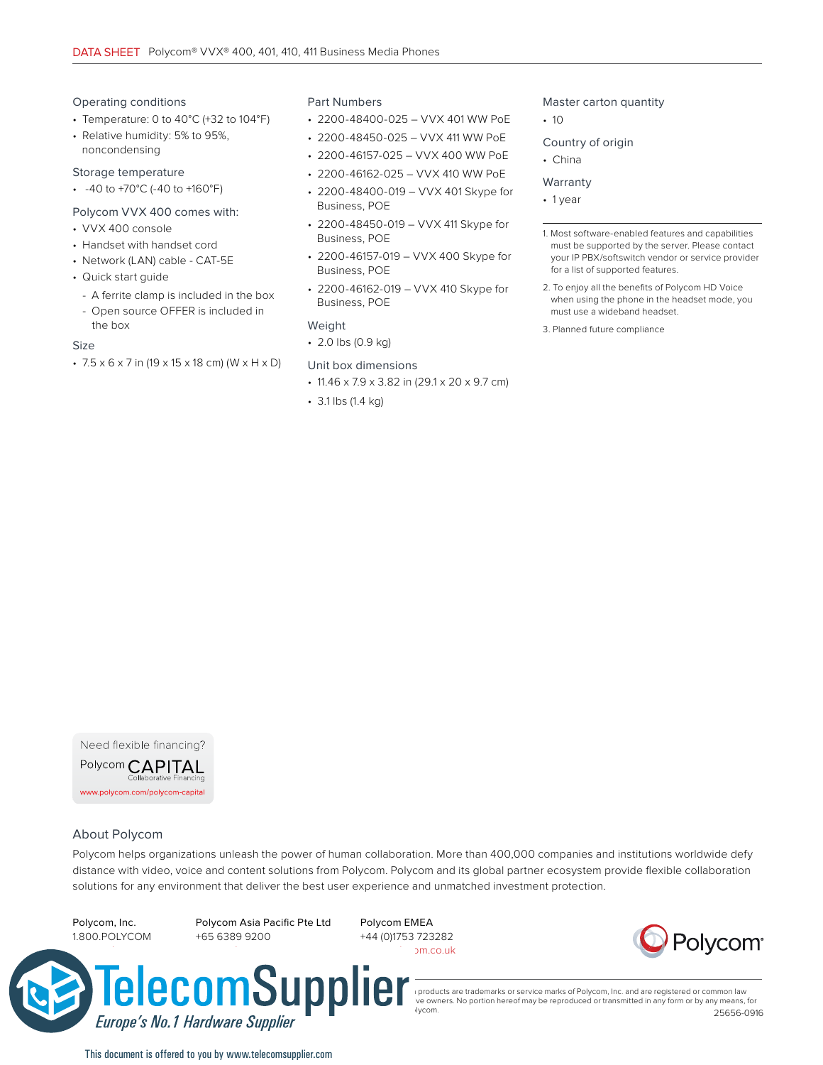### Operating conditions

- Temperature: 0 to 40°C (+32 to 104°F)
- Relative humidity: 5% to 95%, noncondensing

### Storage temperature

- -40 to +70°C (-40 to +160°F)

### Polycom VVX 400 comes with:

- VVX 400 console
- Handset with handset cord
- Network (LAN) cable - CAT-5E
- Quick start guide
  - A ferrite clamp is included in the box
  - Open source OFFER is included in the box

### Size

- 7.5 x 6 x 7 in (19 x 15 x 18 cm) (W x H x D)

### Part Numbers

- 2200-48400-025 – VVX 401 WW PoE
- 2200-48450-025 – VVX 411 WW PoE
- 2200-46157-025 – VVX 400 WW PoE
- 2200-46162-025 – VVX 410 WW PoE
- 2200-48400-019 – VVX 401 Skype for Business, POE
- 2200-48450-019 – VVX 411 Skype for Business, POE
- 2200-46157-019 – VVX 400 Skype for Business, POE
- 2200-46162-019 – VVX 410 Skype for Business, POE

### Weight

- 2.0 lbs (0.9 kg)

### Unit box dimensions

- 11.46 x 7.9 x 3.82 in (29.1 x 20 x 9.7 cm)
- 3.1 lbs (1.4 kg)

### Master carton quantity

- 10

### Country of origin

- China

### Warranty

- 1 year

---

1. Most software-enabled features and capabilities must be supported by the server. Please contact your IP PBX/softswitch vendor or service provider for a list of supported features.
2. To enjoy all the benefits of Polycom HD Voice when using the phone in the headset mode, you must use a wideband headset.
3. Planned future compliance

Need flexible financing?
Polycom CAPITAL
Collaborative Financing
www.polycom.com/polycom-capital

## About Polycom

Polycom helps organizations unleash the power of human collaboration. More than 400,000 companies and institutions worldwide defy distance with video, voice and content solutions from Polycom. Polycom and its global partner ecosystem provide flexible collaboration solutions for any environment that deliver the best user experience and unmatched investment protection.

Polycom, Inc.
1.800.POLYCOM

Polycom Asia Pacific Pte Ltd
+65 6389 9200

Polycom EMEA
+44 (0)1753 723282
...m.co.uk

...products are trademarks or service marks of Polycom, Inc. and are registered or common law ...ve owners. No portion hereof may be reproduced or transmitted in any form or by any means, for ...lycom.

25656-0916

TelecomSupplier
Europe's No.1 Hardware Supplier

This document is offered to you by www.telecomsupplier.com